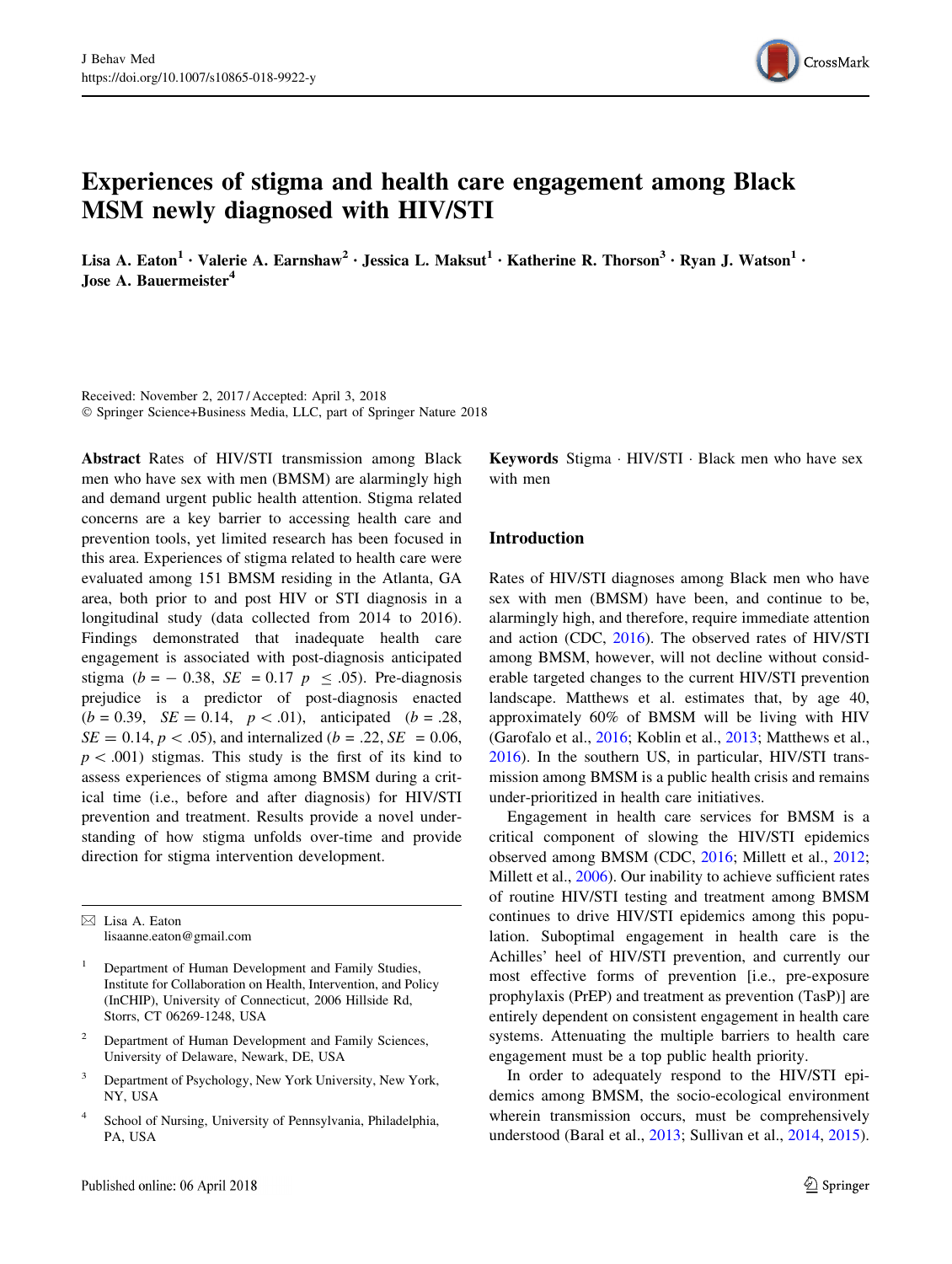# Experiences of stigma and health care engagement among Black MSM newly diagnosed with HIV/STI

**Lisa A. Eaton[1] · Valerie A. Earnshaw[2] · Jessica L. Maksut[1] · Katherine R. Thorson[3] · Ryan J. Watson[1] · Jose A. Bauermeister[4]**

Received: November 2, 2017 / Accepted: April 3, 2018
© Springer Science+Business Media, LLC, part of Springer Nature 2018

**Abstract** Rates of HIV/STI transmission among Black men who have sex with men (BMSM) are alarmingly high and demand urgent public health attention. Stigma related concerns are a key barrier to accessing health care and prevention tools, yet limited research has been focused in this area. Experiences of stigma related to health care were evaluated among 151 BMSM residing in the Atlanta, GA area, both prior to and post HIV or STI diagnosis in a longitudinal study (data collected from 2014 to 2016). Findings demonstrated that inadequate health care engagement is associated with post-diagnosis anticipated stigma ($b = -0.38$, $SE = 0.17$ $p \leq .05$). Pre-diagnosis prejudice is a predictor of post-diagnosis enacted ($b = 0.39$, $SE = 0.14$, $p < .01$), anticipated ($b = .28$, $SE = 0.14$, $p < .05$), and internalized ($b = .22$, $SE = 0.06$, $p < .001$) stigmas. This study is the first of its kind to assess experiences of stigma among BMSM during a critical time (i.e., before and after diagnosis) for HIV/STI prevention and treatment. Results provide a novel understanding of how stigma unfolds over-time and provide direction for stigma intervention development.

**Keywords** Stigma · HIV/STI · Black men who have sex with men

✉ Lisa A. Eaton
lisaanne.eaton@gmail.com

[1] Department of Human Development and Family Studies, Institute for Collaboration on Health, Intervention, and Policy (InCHIP), University of Connecticut, 2006 Hillside Rd, Storrs, CT 06269-1248, USA

[2] Department of Human Development and Family Sciences, University of Delaware, Newark, DE, USA

[3] Department of Psychology, New York University, New York, NY, USA

[4] School of Nursing, University of Pennsylvania, Philadelphia, PA, USA

## Introduction

Rates of HIV/STI diagnoses among Black men who have sex with men (BMSM) have been, and continue to be, alarmingly high, and therefore, require immediate attention and action (CDC, 2016). The observed rates of HIV/STI among BMSM, however, will not decline without considerable targeted changes to the current HIV/STI prevention landscape. Matthews et al. estimates that, by age 40, approximately 60% of BMSM will be living with HIV (Garofalo et al., 2016; Koblin et al., 2013; Matthews et al., 2016). In the southern US, in particular, HIV/STI transmission among BMSM is a public health crisis and remains under-prioritized in health care initiatives.

Engagement in health care services for BMSM is a critical component of slowing the HIV/STI epidemics observed among BMSM (CDC, 2016; Millett et al., 2012; Millett et al., 2006). Our inability to achieve sufficient rates of routine HIV/STI testing and treatment among BMSM continues to drive HIV/STI epidemics among this population. Suboptimal engagement in health care is the Achilles' heel of HIV/STI prevention, and currently our most effective forms of prevention [i.e., pre-exposure prophylaxis (PrEP) and treatment as prevention (TasP)] are entirely dependent on consistent engagement in health care systems. Attenuating the multiple barriers to health care engagement must be a top public health priority.

In order to adequately respond to the HIV/STI epidemics among BMSM, the socio-ecological environment wherein transmission occurs, must be comprehensively understood (Baral et al., 2013; Sullivan et al., 2014, 2015).

Published online: 06 April 2018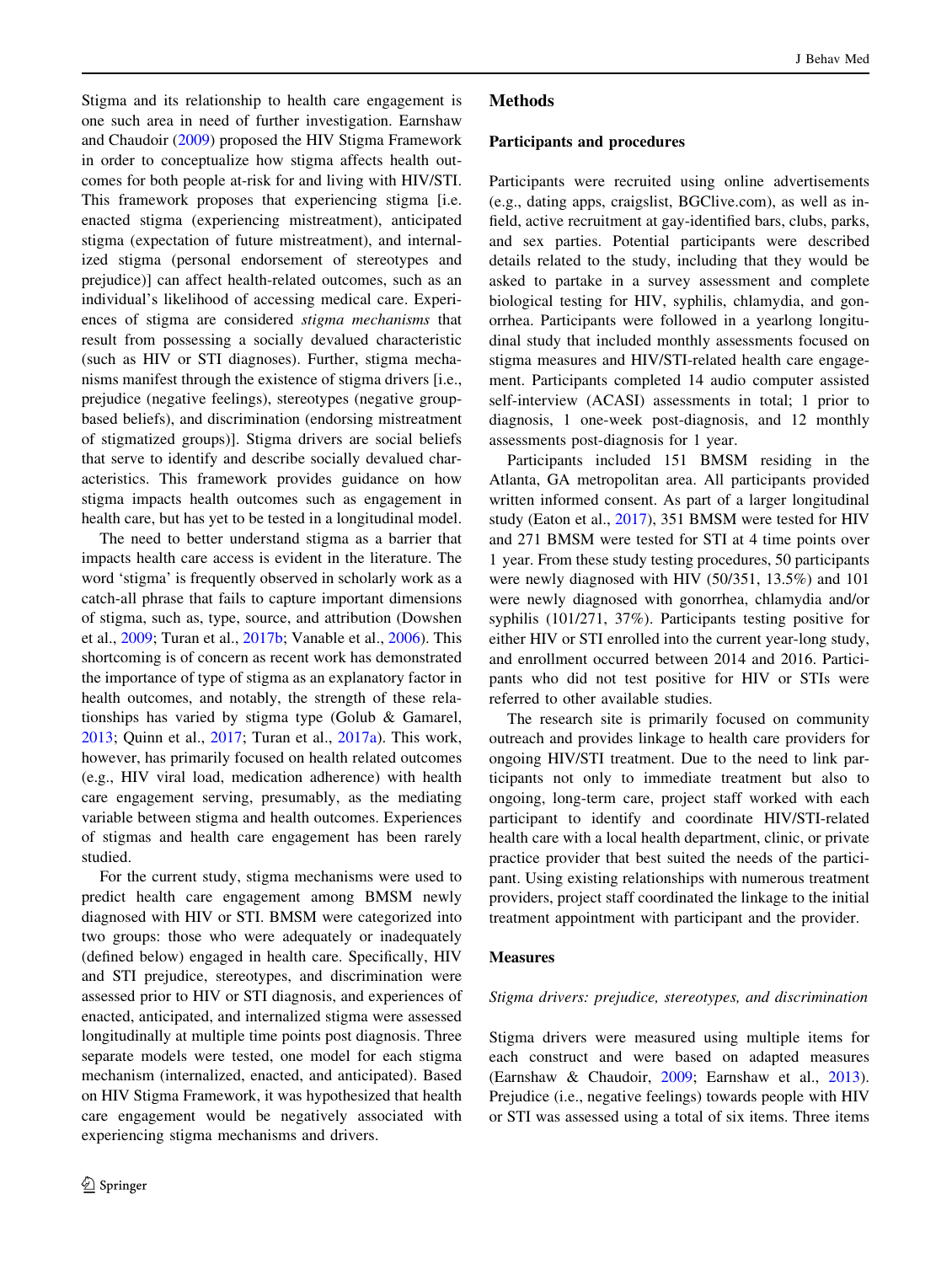Stigma and its relationship to health care engagement is one such area in need of further investigation. Earnshaw and Chaudoir (2009) proposed the HIV Stigma Framework in order to conceptualize how stigma affects health outcomes for both people at-risk for and living with HIV/STI. This framework proposes that experiencing stigma [i.e. enacted stigma (experiencing mistreatment), anticipated stigma (expectation of future mistreatment), and internalized stigma (personal endorsement of stereotypes and prejudice)] can affect health-related outcomes, such as an individual's likelihood of accessing medical care. Experiences of stigma are considered *stigma mechanisms* that result from possessing a socially devalued characteristic (such as HIV or STI diagnoses). Further, stigma mechanisms manifest through the existence of stigma drivers [i.e., prejudice (negative feelings), stereotypes (negative group-based beliefs), and discrimination (endorsing mistreatment of stigmatized groups)]. Stigma drivers are social beliefs that serve to identify and describe socially devalued characteristics. This framework provides guidance on how stigma impacts health outcomes such as engagement in health care, but has yet to be tested in a longitudinal model.

The need to better understand stigma as a barrier that impacts health care access is evident in the literature. The word 'stigma' is frequently observed in scholarly work as a catch-all phrase that fails to capture important dimensions of stigma, such as, type, source, and attribution (Dowshen et al., 2009; Turan et al., 2017b; Vanable et al., 2006). This shortcoming is of concern as recent work has demonstrated the importance of type of stigma as an explanatory factor in health outcomes, and notably, the strength of these relationships has varied by stigma type (Golub & Gamarel, 2013; Quinn et al., 2017; Turan et al., 2017a). This work, however, has primarily focused on health related outcomes (e.g., HIV viral load, medication adherence) with health care engagement serving, presumably, as the mediating variable between stigma and health outcomes. Experiences of stigmas and health care engagement has been rarely studied.

For the current study, stigma mechanisms were used to predict health care engagement among BMSM newly diagnosed with HIV or STI. BMSM were categorized into two groups: those who were adequately or inadequately (defined below) engaged in health care. Specifically, HIV and STI prejudice, stereotypes, and discrimination were assessed prior to HIV or STI diagnosis, and experiences of enacted, anticipated, and internalized stigma were assessed longitudinally at multiple time points post diagnosis. Three separate models were tested, one model for each stigma mechanism (internalized, enacted, and anticipated). Based on HIV Stigma Framework, it was hypothesized that health care engagement would be negatively associated with experiencing stigma mechanisms and drivers.

## Methods

### Participants and procedures

Participants were recruited using online advertisements (e.g., dating apps, craigslist, BGClive.com), as well as in-field, active recruitment at gay-identified bars, clubs, parks, and sex parties. Potential participants were described details related to the study, including that they would be asked to partake in a survey assessment and complete biological testing for HIV, syphilis, chlamydia, and gonorrhea. Participants were followed in a yearlong longitudinal study that included monthly assessments focused on stigma measures and HIV/STI-related health care engagement. Participants completed 14 audio computer assisted self-interview (ACASI) assessments in total; 1 prior to diagnosis, 1 one-week post-diagnosis, and 12 monthly assessments post-diagnosis for 1 year.

Participants included 151 BMSM residing in the Atlanta, GA metropolitan area. All participants provided written informed consent. As part of a larger longitudinal study (Eaton et al., 2017), 351 BMSM were tested for HIV and 271 BMSM were tested for STI at 4 time points over 1 year. From these study testing procedures, 50 participants were newly diagnosed with HIV (50/351, 13.5%) and 101 were newly diagnosed with gonorrhea, chlamydia and/or syphilis (101/271, 37%). Participants testing positive for either HIV or STI enrolled into the current year-long study, and enrollment occurred between 2014 and 2016. Participants who did not test positive for HIV or STIs were referred to other available studies.

The research site is primarily focused on community outreach and provides linkage to health care providers for ongoing HIV/STI treatment. Due to the need to link participants not only to immediate treatment but also to ongoing, long-term care, project staff worked with each participant to identify and coordinate HIV/STI-related health care with a local health department, clinic, or private practice provider that best suited the needs of the participant. Using existing relationships with numerous treatment providers, project staff coordinated the linkage to the initial treatment appointment with participant and the provider.

### Measures

#### *Stigma drivers: prejudice, stereotypes, and discrimination*

Stigma drivers were measured using multiple items for each construct and were based on adapted measures (Earnshaw & Chaudoir, 2009; Earnshaw et al., 2013). Prejudice (i.e., negative feelings) towards people with HIV or STI was assessed using a total of six items. Three items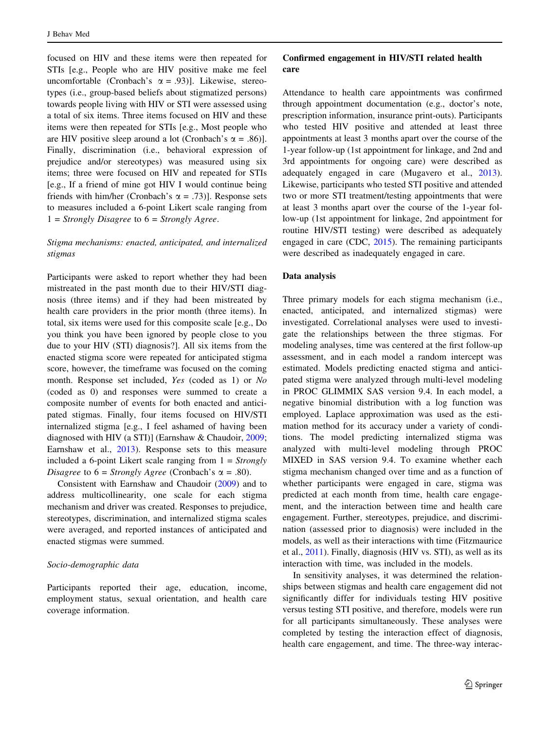focused on HIV and these items were then repeated for STIs [e.g., People who are HIV positive make me feel uncomfortable (Cronbach's $\alpha = .93$)]. Likewise, stereotypes (i.e., group-based beliefs about stigmatized persons) towards people living with HIV or STI were assessed using a total of six items. Three items focused on HIV and these items were then repeated for STIs [e.g., Most people who are HIV positive sleep around a lot (Cronbach's $\alpha = .86$)]. Finally, discrimination (i.e., behavioral expression of prejudice and/or stereotypes) was measured using six items; three were focused on HIV and repeated for STIs [e.g., If a friend of mine got HIV I would continue being friends with him/her (Cronbach's $\alpha = .73$)]. Response sets to measures included a 6-point Likert scale ranging from 1 = *Strongly Disagree* to 6 = *Strongly Agree*.

### *Stigma mechanisms: enacted, anticipated, and internalized stigmas*

Participants were asked to report whether they had been mistreated in the past month due to their HIV/STI diagnosis (three items) and if they had been mistreated by health care providers in the prior month (three items). In total, six items were used for this composite scale [e.g., Do you think you have been ignored by people close to you due to your HIV (STI) diagnosis?]. All six items from the enacted stigma score were repeated for anticipated stigma score, however, the timeframe was focused on the coming month. Response set included, *Yes* (coded as 1) or *No* (coded as 0) and responses were summed to create a composite number of events for both enacted and anticipated stigmas. Finally, four items focused on HIV/STI internalized stigma [e.g., I feel ashamed of having been diagnosed with HIV (a STI)] (Earnshaw & Chaudoir, 2009; Earnshaw et al., 2013). Response sets to this measure included a 6-point Likert scale ranging from 1 = *Strongly Disagree* to 6 = *Strongly Agree* (Cronbach's $\alpha = .80$).

Consistent with Earnshaw and Chaudoir (2009) and to address multicollinearity, one scale for each stigma mechanism and driver was created. Responses to prejudice, stereotypes, discrimination, and internalized stigma scales were averaged, and reported instances of anticipated and enacted stigmas were summed.

### *Socio-demographic data*

Participants reported their age, education, income, employment status, sexual orientation, and health care coverage information.

## Confirmed engagement in HIV/STI related health care

Attendance to health care appointments was confirmed through appointment documentation (e.g., doctor's note, prescription information, insurance print-outs). Participants who tested HIV positive and attended at least three appointments at least 3 months apart over the course of the 1-year follow-up (1st appointment for linkage, and 2nd and 3rd appointments for ongoing care) were described as adequately engaged in care (Mugavero et al., 2013). Likewise, participants who tested STI positive and attended two or more STI treatment/testing appointments that were at least 3 months apart over the course of the 1-year follow-up (1st appointment for linkage, 2nd appointment for routine HIV/STI testing) were described as adequately engaged in care (CDC, 2015). The remaining participants were described as inadequately engaged in care.

## Data analysis

Three primary models for each stigma mechanism (i.e., enacted, anticipated, and internalized stigmas) were investigated. Correlational analyses were used to investigate the relationships between the three stigmas. For modeling analyses, time was centered at the first follow-up assessment, and in each model a random intercept was estimated. Models predicting enacted stigma and anticipated stigma were analyzed through multi-level modeling in PROC GLIMMIX SAS version 9.4. In each model, a negative binomial distribution with a log function was employed. Laplace approximation was used as the estimation method for its accuracy under a variety of conditions. The model predicting internalized stigma was analyzed with multi-level modeling through PROC MIXED in SAS version 9.4. To examine whether each stigma mechanism changed over time and as a function of whether participants were engaged in care, stigma was predicted at each month from time, health care engagement, and the interaction between time and health care engagement. Further, stereotypes, prejudice, and discrimination (assessed prior to diagnosis) were included in the models, as well as their interactions with time (Fitzmaurice et al., 2011). Finally, diagnosis (HIV vs. STI), as well as its interaction with time, was included in the models.

In sensitivity analyses, it was determined that the relationships between stigmas and health care engagement did not significantly differ for individuals testing HIV positive versus testing STI positive, and therefore, models were run for all participants simultaneously. These analyses were completed by testing the interaction effect of diagnosis, health care engagement, and time. The three-way interac-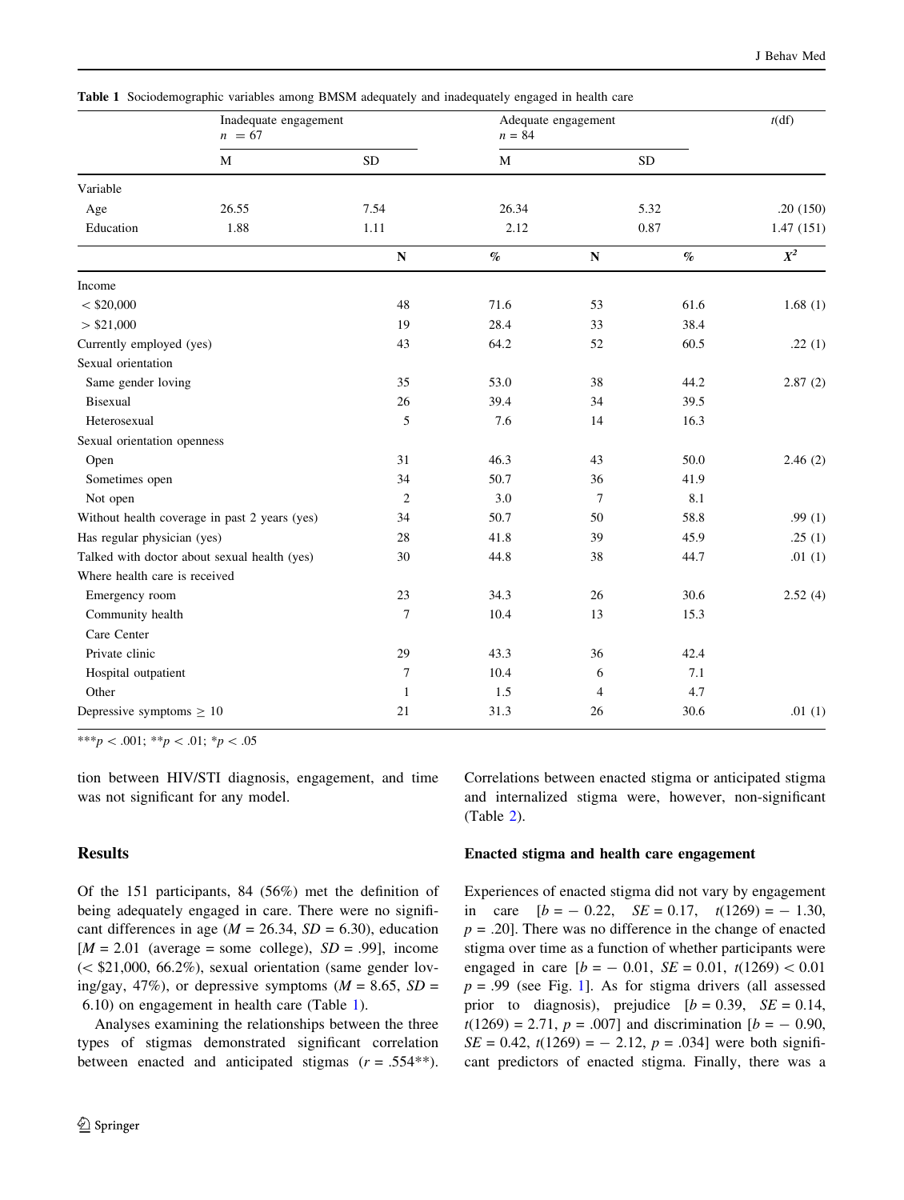**Table 1** Sociodemographic variables among BMSM adequately and inadequately engaged in health care

| | Inadequate engagement $n = 67$ | | Adequate engagement $n = 84$ | | $t$(df) |
|---|---|---|---|---|---|
| | M | SD | M | SD | |
| Variable | | | | | |
| Age | 26.55 | 7.54 | 26.34 | 5.32 | .20 (150) |
| Education | 1.88 | 1.11 | 2.12 | 0.87 | 1.47 (151) |
| | N | % | N | % | $X^2$ |
| Income | | | | | |
| < $20,000 | 48 | 71.6 | 53 | 61.6 | 1.68 (1) |
| > $21,000 | 19 | 28.4 | 33 | 38.4 | |
| Currently employed (yes) | 43 | 64.2 | 52 | 60.5 | .22 (1) |
| Sexual orientation | | | | | |
| Same gender loving | 35 | 53.0 | 38 | 44.2 | 2.87 (2) |
| Bisexual | 26 | 39.4 | 34 | 39.5 | |
| Heterosexual | 5 | 7.6 | 14 | 16.3 | |
| Sexual orientation openness | | | | | |
| Open | 31 | 46.3 | 43 | 50.0 | 2.46 (2) |
| Sometimes open | 34 | 50.7 | 36 | 41.9 | |
| Not open | 2 | 3.0 | 7 | 8.1 | |
| Without health coverage in past 2 years (yes) | 34 | 50.7 | 50 | 58.8 | .99 (1) |
| Has regular physician (yes) | 28 | 41.8 | 39 | 45.9 | .25 (1) |
| Talked with doctor about sexual health (yes) | 30 | 44.8 | 38 | 44.7 | .01 (1) |
| Where health care is received | | | | | |
| Emergency room | 23 | 34.3 | 26 | 30.6 | 2.52 (4) |
| Community health Care Center | 7 | 10.4 | 13 | 15.3 | |
| Private clinic | 29 | 43.3 | 36 | 42.4 | |
| Hospital outpatient | 7 | 10.4 | 6 | 7.1 | |
| Other | 1 | 1.5 | 4 | 4.7 | |
| Depressive symptoms ≥ 10 | 21 | 31.3 | 26 | 30.6 | .01 (1) |

***$p < .001$; **$p < .01$; *$p < .05$

tion between HIV/STI diagnosis, engagement, and time was not significant for any model.

## Results

Of the 151 participants, 84 (56%) met the definition of being adequately engaged in care. There were no significant differences in age ($M = 26.34$, $SD = 6.30$), education [$M = 2.01$ (average = some college), $SD = .99$], income (< $21,000, 66.2%), sexual orientation (same gender loving/gay, 47%), or depressive symptoms ($M = 8.65$, $SD = 6.10$) on engagement in health care (Table 1).

Analyses examining the relationships between the three types of stigmas demonstrated significant correlation between enacted and anticipated stigmas ($r = .554$**). Correlations between enacted stigma or anticipated stigma and internalized stigma were, however, non-significant (Table 2).

### Enacted stigma and health care engagement

Experiences of enacted stigma did not vary by engagement in care [$b = -0.22$, $SE = 0.17$, $t(1269) = -1.30$, $p = .20$]. There was no difference in the change of enacted stigma over time as a function of whether participants were engaged in care [$b = -0.01$, $SE = 0.01$, $t(1269) < 0.01$ $p = .99$ (see Fig. 1]. As for stigma drivers (all assessed prior to diagnosis), prejudice [$b = 0.39$, $SE = 0.14$, $t(1269) = 2.71$, $p = .007$] and discrimination [$b = -0.90$, $SE = 0.42$, $t(1269) = -2.12$, $p = .034$] were both significant predictors of enacted stigma. Finally, there was a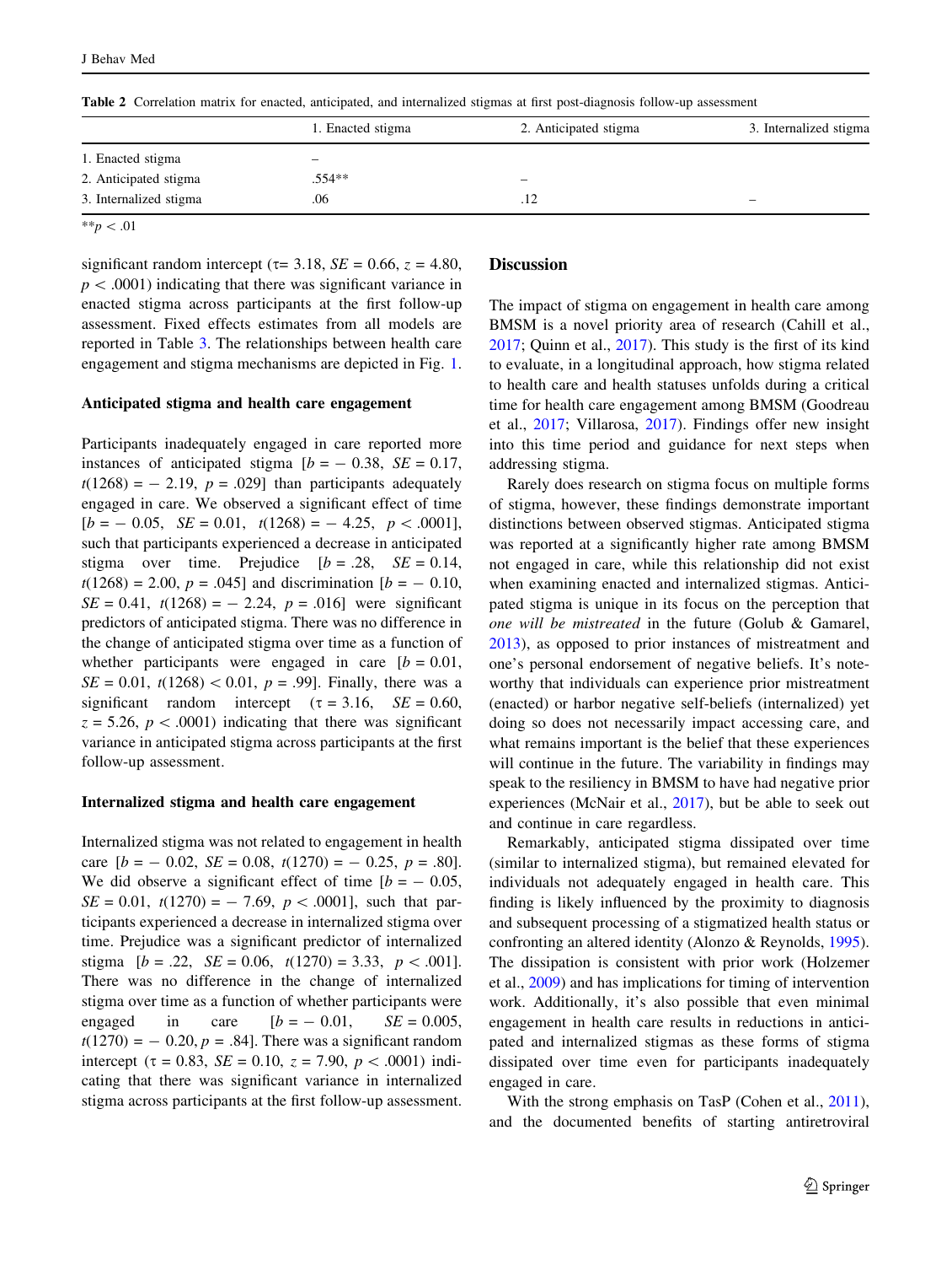Table 2 Correlation matrix for enacted, anticipated, and internalized stigmas at first post-diagnosis follow-up assessment

| | 1. Enacted stigma | 2. Anticipated stigma | 3. Internalized stigma |
|---|---|---|---|
| 1. Enacted stigma | – | | |
| 2. Anticipated stigma | .554** | – | |
| 3. Internalized stigma | .06 | .12 | – |

**$p < .01$

significant random intercept ($\tau = 3.18$, $SE = 0.66$, $z = 4.80$, $p < .0001$) indicating that there was significant variance in enacted stigma across participants at the first follow-up assessment. Fixed effects estimates from all models are reported in Table 3. The relationships between health care engagement and stigma mechanisms are depicted in Fig. 1.

### Anticipated stigma and health care engagement

Participants inadequately engaged in care reported more instances of anticipated stigma [$b = -0.38$, $SE = 0.17$, $t(1268) = -2.19$, $p = .029$] than participants adequately engaged in care. We observed a significant effect of time [$b = -0.05$, $SE = 0.01$, $t(1268) = -4.25$, $p < .0001$], such that participants experienced a decrease in anticipated stigma over time. Prejudice [$b = .28$, $SE = 0.14$, $t(1268) = 2.00$, $p = .045$] and discrimination [$b = -0.10$, $SE = 0.41$, $t(1268) = -2.24$, $p = .016$] were significant predictors of anticipated stigma. There was no difference in the change of anticipated stigma over time as a function of whether participants were engaged in care [$b = 0.01$, $SE = 0.01$, $t(1268) < 0.01$, $p = .99$]. Finally, there was a significant random intercept ($\tau = 3.16$, $SE = 0.60$, $z = 5.26$, $p < .0001$) indicating that there was significant variance in anticipated stigma across participants at the first follow-up assessment.

### Internalized stigma and health care engagement

Internalized stigma was not related to engagement in health care [$b = -0.02$, $SE = 0.08$, $t(1270) = -0.25$, $p = .80$]. We did observe a significant effect of time [$b = -0.05$, $SE = 0.01$, $t(1270) = -7.69$, $p < .0001$], such that participants experienced a decrease in internalized stigma over time. Prejudice was a significant predictor of internalized stigma [$b = .22$, $SE = 0.06$, $t(1270) = 3.33$, $p < .001$]. There was no difference in the change of internalized stigma over time as a function of whether participants were engaged in care [$b = -0.01$, $SE = 0.005$, $t(1270) = -0.20$, $p = .84$]. There was a significant random intercept ($\tau = 0.83$, $SE = 0.10$, $z = 7.90$, $p < .0001$) indicating that there was significant variance in internalized stigma across participants at the first follow-up assessment.

## Discussion

The impact of stigma on engagement in health care among BMSM is a novel priority area of research (Cahill et al., 2017; Quinn et al., 2017). This study is the first of its kind to evaluate, in a longitudinal approach, how stigma related to health care and health statuses unfolds during a critical time for health care engagement among BMSM (Goodreau et al., 2017; Villarosa, 2017). Findings offer new insight into this time period and guidance for next steps when addressing stigma.

Rarely does research on stigma focus on multiple forms of stigma, however, these findings demonstrate important distinctions between observed stigmas. Anticipated stigma was reported at a significantly higher rate among BMSM not engaged in care, while this relationship did not exist when examining enacted and internalized stigmas. Anticipated stigma is unique in its focus on the perception that *one will be mistreated* in the future (Golub & Gamarel, 2013), as opposed to prior instances of mistreatment and one's personal endorsement of negative beliefs. It's noteworthy that individuals can experience prior mistreatment (enacted) or harbor negative self-beliefs (internalized) yet doing so does not necessarily impact accessing care, and what remains important is the belief that these experiences will continue in the future. The variability in findings may speak to the resiliency in BMSM to have had negative prior experiences (McNair et al., 2017), but be able to seek out and continue in care regardless.

Remarkably, anticipated stigma dissipated over time (similar to internalized stigma), but remained elevated for individuals not adequately engaged in health care. This finding is likely influenced by the proximity to diagnosis and subsequent processing of a stigmatized health status or confronting an altered identity (Alonzo & Reynolds, 1995). The dissipation is consistent with prior work (Holzemer et al., 2009) and has implications for timing of intervention work. Additionally, it's also possible that even minimal engagement in health care results in reductions in anticipated and internalized stigmas as these forms of stigma dissipated over time even for participants inadequately engaged in care.

With the strong emphasis on TasP (Cohen et al., 2011), and the documented benefits of starting antiretroviral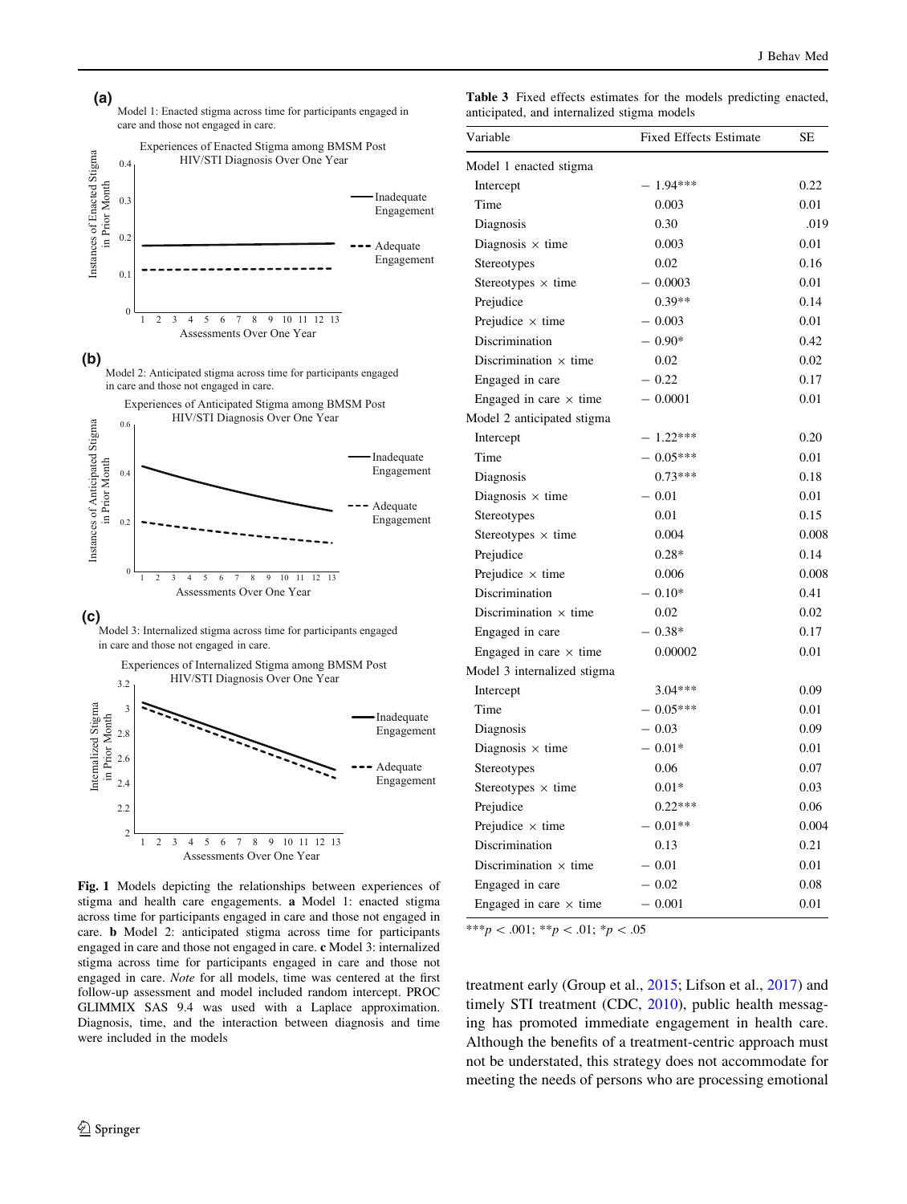**Fig. 1** Models depicting the relationships between experiences of stigma and health care engagements. **a** Model 1: enacted stigma across time for participants engaged in care and those not engaged in care. **b** Model 2: anticipated stigma across time for participants engaged in care and those not engaged in care. **c** Model 3: internalized stigma across time for participants engaged in care and those not engaged in care. *Note* for all models, time was centered at the first follow-up assessment and model included random intercept. PROC GLIMMIX SAS 9.4 was used with a Laplace approximation. Diagnosis, time, and the interaction between diagnosis and time were included in the models

**Table 3** Fixed effects estimates for the models predicting enacted, anticipated, and internalized stigma models

| Variable | Fixed Effects Estimate | SE |
|---|---|---|
| Model 1 enacted stigma | | |
| Intercept | − 1.94*** | 0.22 |
| Time | 0.003 | 0.01 |
| Diagnosis | 0.30 | .019 |
| Diagnosis × time | 0.003 | 0.01 |
| Stereotypes | 0.02 | 0.16 |
| Stereotypes × time | − 0.0003 | 0.01 |
| Prejudice | 0.39** | 0.14 |
| Prejudice × time | − 0.003 | 0.01 |
| Discrimination | − 0.90* | 0.42 |
| Discrimination × time | 0.02 | 0.02 |
| Engaged in care | − 0.22 | 0.17 |
| Engaged in care × time | − 0.0001 | 0.01 |
| Model 2 anticipated stigma | | |
| Intercept | − 1.22*** | 0.20 |
| Time | − 0.05*** | 0.01 |
| Diagnosis | 0.73*** | 0.18 |
| Diagnosis × time | − 0.01 | 0.01 |
| Stereotypes | 0.01 | 0.15 |
| Stereotypes × time | 0.004 | 0.008 |
| Prejudice | 0.28* | 0.14 |
| Prejudice × time | 0.006 | 0.008 |
| Discrimination | − 0.10* | 0.41 |
| Discrimination × time | 0.02 | 0.02 |
| Engaged in care | − 0.38* | 0.17 |
| Engaged in care × time | 0.00002 | 0.01 |
| Model 3 internalized stigma | | |
| Intercept | 3.04*** | 0.09 |
| Time | − 0.05*** | 0.01 |
| Diagnosis | − 0.03 | 0.09 |
| Diagnosis × time | − 0.01* | 0.01 |
| Stereotypes | 0.06 | 0.07 |
| Stereotypes × time | 0.01* | 0.03 |
| Prejudice | 0.22*** | 0.06 |
| Prejudice × time | − 0.01** | 0.004 |
| Discrimination | 0.13 | 0.21 |
| Discrimination × time | − 0.01 | 0.01 |
| Engaged in care | − 0.02 | 0.08 |
| Engaged in care × time | − 0.001 | 0.01 |

***$p < .001$; **$p < .01$; *$p < .05$

treatment early (Group et al., 2015; Lifson et al., 2017) and timely STI treatment (CDC, 2010), public health messaging has promoted immediate engagement in health care. Although the benefits of a treatment-centric approach must not be understated, this strategy does not accommodate for meeting the needs of persons who are processing emotional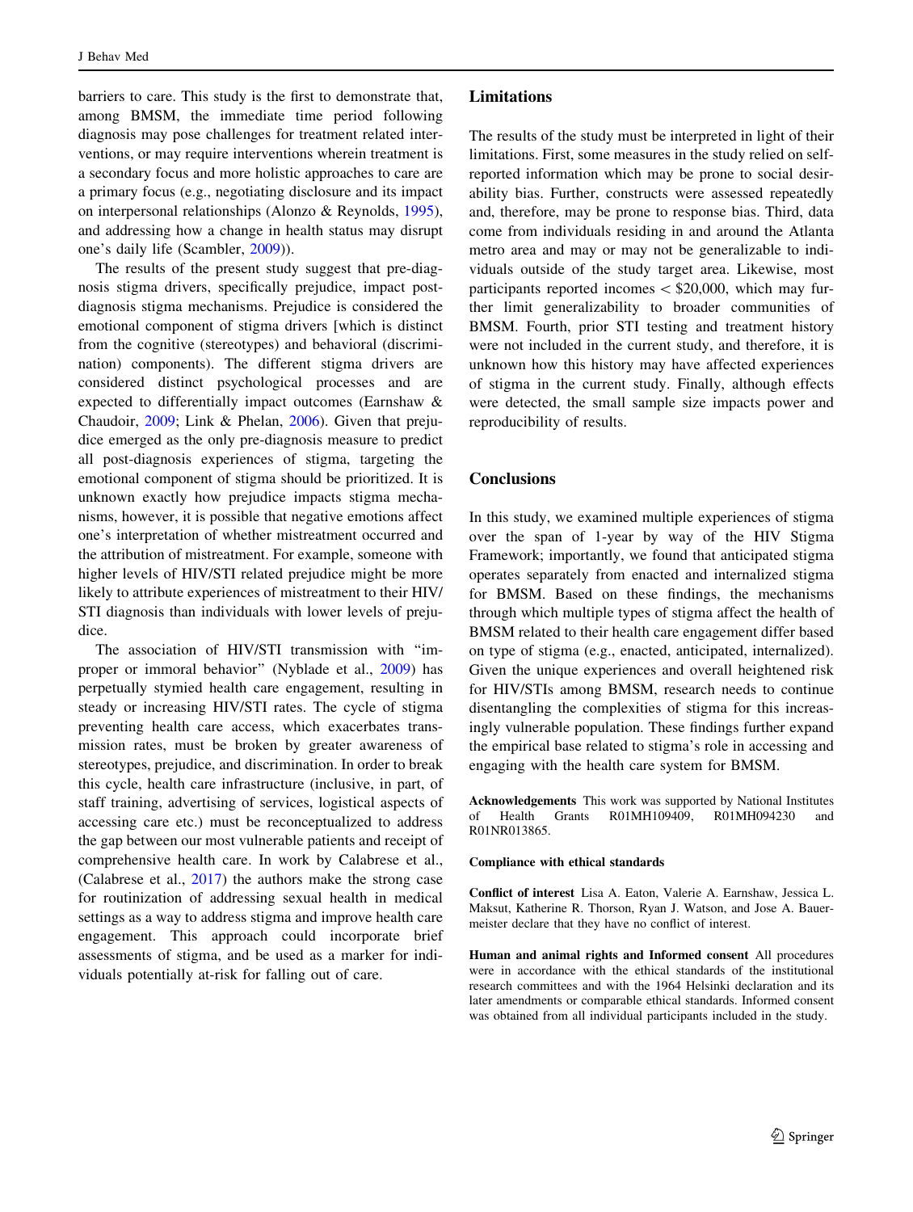barriers to care. This study is the first to demonstrate that, among BMSM, the immediate time period following diagnosis may pose challenges for treatment related interventions, or may require interventions wherein treatment is a secondary focus and more holistic approaches to care are a primary focus (e.g., negotiating disclosure and its impact on interpersonal relationships (Alonzo & Reynolds, 1995), and addressing how a change in health status may disrupt one's daily life (Scambler, 2009)).

The results of the present study suggest that pre-diagnosis stigma drivers, specifically prejudice, impact post-diagnosis stigma mechanisms. Prejudice is considered the emotional component of stigma drivers [which is distinct from the cognitive (stereotypes) and behavioral (discrimination) components). The different stigma drivers are considered distinct psychological processes and are expected to differentially impact outcomes (Earnshaw & Chaudoir, 2009; Link & Phelan, 2006). Given that prejudice emerged as the only pre-diagnosis measure to predict all post-diagnosis experiences of stigma, targeting the emotional component of stigma should be prioritized. It is unknown exactly how prejudice impacts stigma mechanisms, however, it is possible that negative emotions affect one's interpretation of whether mistreatment occurred and the attribution of mistreatment. For example, someone with higher levels of HIV/STI related prejudice might be more likely to attribute experiences of mistreatment to their HIV/STI diagnosis than individuals with lower levels of prejudice.

The association of HIV/STI transmission with "improper or immoral behavior" (Nyblade et al., 2009) has perpetually stymied health care engagement, resulting in steady or increasing HIV/STI rates. The cycle of stigma preventing health care access, which exacerbates transmission rates, must be broken by greater awareness of stereotypes, prejudice, and discrimination. In order to break this cycle, health care infrastructure (inclusive, in part, of staff training, advertising of services, logistical aspects of accessing care etc.) must be reconceptualized to address the gap between our most vulnerable patients and receipt of comprehensive health care. In work by Calabrese et al., (Calabrese et al., 2017) the authors make the strong case for routinization of addressing sexual health in medical settings as a way to address stigma and improve health care engagement. This approach could incorporate brief assessments of stigma, and be used as a marker for individuals potentially at-risk for falling out of care.

## Limitations

The results of the study must be interpreted in light of their limitations. First, some measures in the study relied on self-reported information which may be prone to social desirability bias. Further, constructs were assessed repeatedly and, therefore, may be prone to response bias. Third, data come from individuals residing in and around the Atlanta metro area and may or may not be generalizable to individuals outside of the study target area. Likewise, most participants reported incomes < $20,000, which may further limit generalizability to broader communities of BMSM. Fourth, prior STI testing and treatment history were not included in the current study, and therefore, it is unknown how this history may have affected experiences of stigma in the current study. Finally, although effects were detected, the small sample size impacts power and reproducibility of results.

## Conclusions

In this study, we examined multiple experiences of stigma over the span of 1-year by way of the HIV Stigma Framework; importantly, we found that anticipated stigma operates separately from enacted and internalized stigma for BMSM. Based on these findings, the mechanisms through which multiple types of stigma affect the health of BMSM related to their health care engagement differ based on type of stigma (e.g., enacted, anticipated, internalized). Given the unique experiences and overall heightened risk for HIV/STIs among BMSM, research needs to continue disentangling the complexities of stigma for this increasingly vulnerable population. These findings further expand the empirical base related to stigma's role in accessing and engaging with the health care system for BMSM.

**Acknowledgements** This work was supported by National Institutes of Health Grants R01MH109409, R01MH094230 and R01NR013865.

**Compliance with ethical standards**

**Conflict of interest** Lisa A. Eaton, Valerie A. Earnshaw, Jessica L. Maksut, Katherine R. Thorson, Ryan J. Watson, and Jose A. Bauermeister declare that they have no conflict of interest.

**Human and animal rights and Informed consent** All procedures were in accordance with the ethical standards of the institutional research committees and with the 1964 Helsinki declaration and its later amendments or comparable ethical standards. Informed consent was obtained from all individual participants included in the study.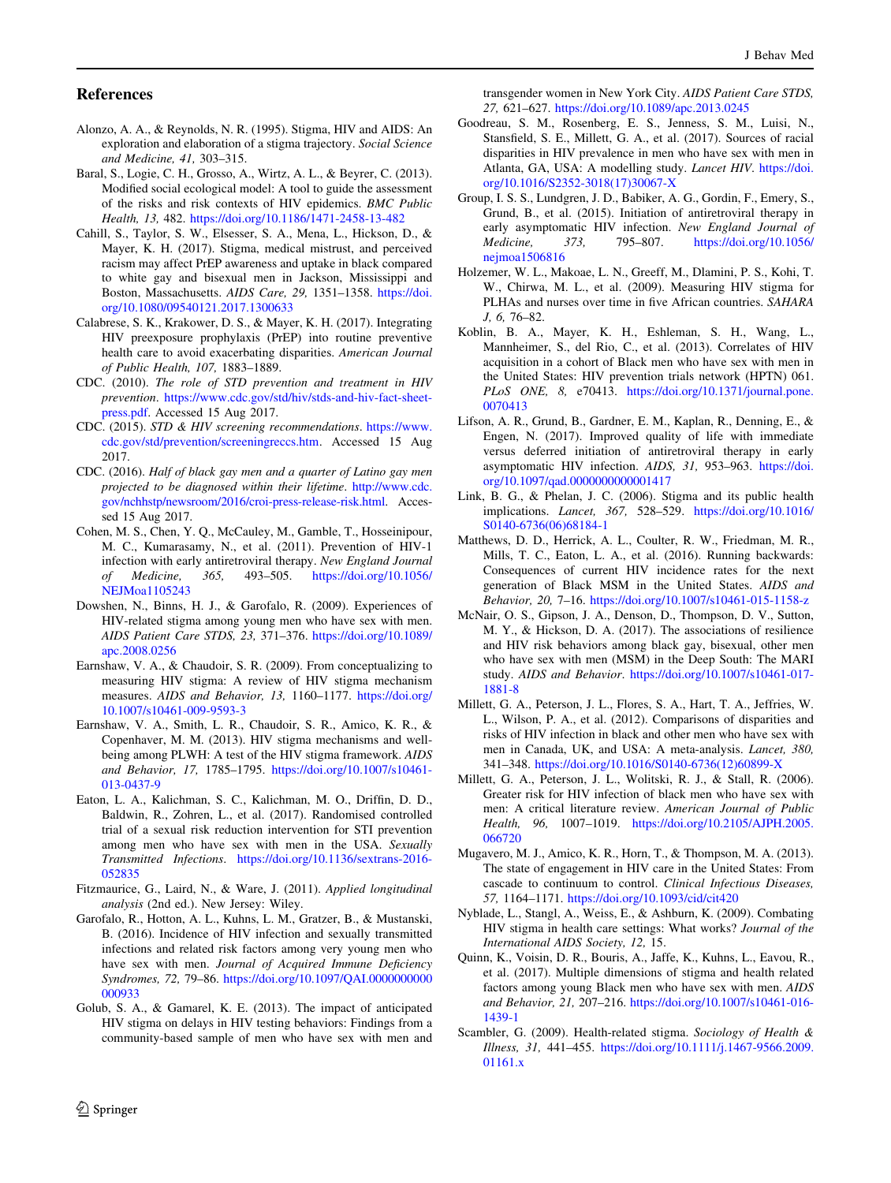## References

Alonzo, A. A., & Reynolds, N. R. (1995). Stigma, HIV and AIDS: An exploration and elaboration of a stigma trajectory. *Social Science and Medicine, 41,* 303–315.

Baral, S., Logie, C. H., Grosso, A., Wirtz, A. L., & Beyrer, C. (2013). Modified social ecological model: A tool to guide the assessment of the risks and risk contexts of HIV epidemics. *BMC Public Health, 13,* 482. https://doi.org/10.1186/1471-2458-13-482

Cahill, S., Taylor, S. W., Elsesser, S. A., Mena, L., Hickson, D., & Mayer, K. H. (2017). Stigma, medical mistrust, and perceived racism may affect PrEP awareness and uptake in black compared to white gay and bisexual men in Jackson, Mississippi and Boston, Massachusetts. *AIDS Care, 29,* 1351–1358. https://doi.org/10.1080/09540121.2017.1300633

Calabrese, S. K., Krakower, D. S., & Mayer, K. H. (2017). Integrating HIV preexposure prophylaxis (PrEP) into routine preventive health care to avoid exacerbating disparities. *American Journal of Public Health, 107,* 1883–1889.

CDC. (2010). *The role of STD prevention and treatment in HIV prevention*. https://www.cdc.gov/std/hiv/stds-and-hiv-fact-sheet-press.pdf. Accessed 15 Aug 2017.

CDC. (2015). *STD & HIV screening recommendations*. https://www.cdc.gov/std/prevention/screeningreccs.htm. Accessed 15 Aug 2017.

CDC. (2016). *Half of black gay men and a quarter of Latino gay men projected to be diagnosed within their lifetime*. http://www.cdc.gov/nchhstp/newsroom/2016/croi-press-release-risk.html. Accessed 15 Aug 2017.

Cohen, M. S., Chen, Y. Q., McCauley, M., Gamble, T., Hosseinipour, M. C., Kumarasamy, N., et al. (2011). Prevention of HIV-1 infection with early antiretroviral therapy. *New England Journal of Medicine, 365,* 493–505. https://doi.org/10.1056/NEJMoa1105243

Dowshen, N., Binns, H. J., & Garofalo, R. (2009). Experiences of HIV-related stigma among young men who have sex with men. *AIDS Patient Care STDS, 23,* 371–376. https://doi.org/10.1089/apc.2008.0256

Earnshaw, V. A., & Chaudoir, S. R. (2009). From conceptualizing to measuring HIV stigma: A review of HIV stigma mechanism measures. *AIDS and Behavior, 13,* 1160–1177. https://doi.org/10.1007/s10461-009-9593-3

Earnshaw, V. A., Smith, L. R., Chaudoir, S. R., Amico, K. R., & Copenhaver, M. M. (2013). HIV stigma mechanisms and well-being among PLWH: A test of the HIV stigma framework. *AIDS and Behavior, 17,* 1785–1795. https://doi.org/10.1007/s10461-013-0437-9

Eaton, L. A., Kalichman, S. C., Kalichman, M. O., Driffin, D. D., Baldwin, R., Zohren, L., et al. (2017). Randomised controlled trial of a sexual risk reduction intervention for STI prevention among men who have sex with men in the USA. *Sexually Transmitted Infections*. https://doi.org/10.1136/sextrans-2016-052835

Fitzmaurice, G., Laird, N., & Ware, J. (2011). *Applied longitudinal analysis* (2nd ed.). New Jersey: Wiley.

Garofalo, R., Hotton, A. L., Kuhns, L. M., Gratzer, B., & Mustanski, B. (2016). Incidence of HIV infection and sexually transmitted infections and related risk factors among very young men who have sex with men. *Journal of Acquired Immune Deficiency Syndromes, 72,* 79–86. https://doi.org/10.1097/QAI.0000000000000933

Golub, S. A., & Gamarel, K. E. (2013). The impact of anticipated HIV stigma on delays in HIV testing behaviors: Findings from a community-based sample of men who have sex with men and transgender women in New York City. *AIDS Patient Care STDS, 27,* 621–627. https://doi.org/10.1089/apc.2013.0245

Goodreau, S. M., Rosenberg, E. S., Jenness, S. M., Luisi, N., Stansfield, S. E., Millett, G. A., et al. (2017). Sources of racial disparities in HIV prevalence in men who have sex with men in Atlanta, GA, USA: A modelling study. *Lancet HIV*. https://doi.org/10.1016/S2352-3018(17)30067-X

Group, I. S. S., Lundgren, J. D., Babiker, A. G., Gordin, F., Emery, S., Grund, B., et al. (2015). Initiation of antiretroviral therapy in early asymptomatic HIV infection. *New England Journal of Medicine, 373,* 795–807. https://doi.org/10.1056/nejmoa1506816

Holzemer, W. L., Makoae, L. N., Greeff, M., Dlamini, P. S., Kohi, T. W., Chirwa, M. L., et al. (2009). Measuring HIV stigma for PLHAs and nurses over time in five African countries. *SAHARA J, 6,* 76–82.

Koblin, B. A., Mayer, K. H., Eshleman, S. H., Wang, L., Mannheimer, S., del Rio, C., et al. (2013). Correlates of HIV acquisition in a cohort of Black men who have sex with men in the United States: HIV prevention trials network (HPTN) 061. *PLoS ONE, 8,* e70413. https://doi.org/10.1371/journal.pone.0070413

Lifson, A. R., Grund, B., Gardner, E. M., Kaplan, R., Denning, E., & Engen, N. (2017). Improved quality of life with immediate versus deferred initiation of antiretroviral therapy in early asymptomatic HIV infection. *AIDS, 31,* 953–963. https://doi.org/10.1097/qad.0000000000001417

Link, B. G., & Phelan, J. C. (2006). Stigma and its public health implications. *Lancet, 367,* 528–529. https://doi.org/10.1016/S0140-6736(06)68184-1

Matthews, D. D., Herrick, A. L., Coulter, R. W., Friedman, M. R., Mills, T. C., Eaton, L. A., et al. (2016). Running backwards: Consequences of current HIV incidence rates for the next generation of Black MSM in the United States. *AIDS and Behavior, 20,* 7–16. https://doi.org/10.1007/s10461-015-1158-z

McNair, O. S., Gipson, J. A., Denson, D., Thompson, D. V., Sutton, M. Y., & Hickson, D. A. (2017). The associations of resilience and HIV risk behaviors among black gay, bisexual, other men who have sex with men (MSM) in the Deep South: The MARI study. *AIDS and Behavior*. https://doi.org/10.1007/s10461-017-1881-8

Millett, G. A., Peterson, J. L., Flores, S. A., Hart, T. A., Jeffries, W. L., Wilson, P. A., et al. (2012). Comparisons of disparities and risks of HIV infection in black and other men who have sex with men in Canada, UK, and USA: A meta-analysis. *Lancet, 380,* 341–348. https://doi.org/10.1016/S0140-6736(12)60899-X

Millett, G. A., Peterson, J. L., Wolitski, R. J., & Stall, R. (2006). Greater risk for HIV infection of black men who have sex with men: A critical literature review. *American Journal of Public Health, 96,* 1007–1019. https://doi.org/10.2105/AJPH.2005.066720

Mugavero, M. J., Amico, K. R., Horn, T., & Thompson, M. A. (2013). The state of engagement in HIV care in the United States: From cascade to continuum to control. *Clinical Infectious Diseases, 57,* 1164–1171. https://doi.org/10.1093/cid/cit420

Nyblade, L., Stangl, A., Weiss, E., & Ashburn, K. (2009). Combating HIV stigma in health care settings: What works? *Journal of the International AIDS Society, 12,* 15.

Quinn, K., Voisin, D. R., Bouris, A., Jaffe, K., Kuhns, L., Eavou, R., et al. (2017). Multiple dimensions of stigma and health related factors among young Black men who have sex with men. *AIDS and Behavior, 21,* 207–216. https://doi.org/10.1007/s10461-016-1439-1

Scambler, G. (2009). Health-related stigma. *Sociology of Health & Illness, 31,* 441–455. https://doi.org/10.1111/j.1467-9566.2009.01161.x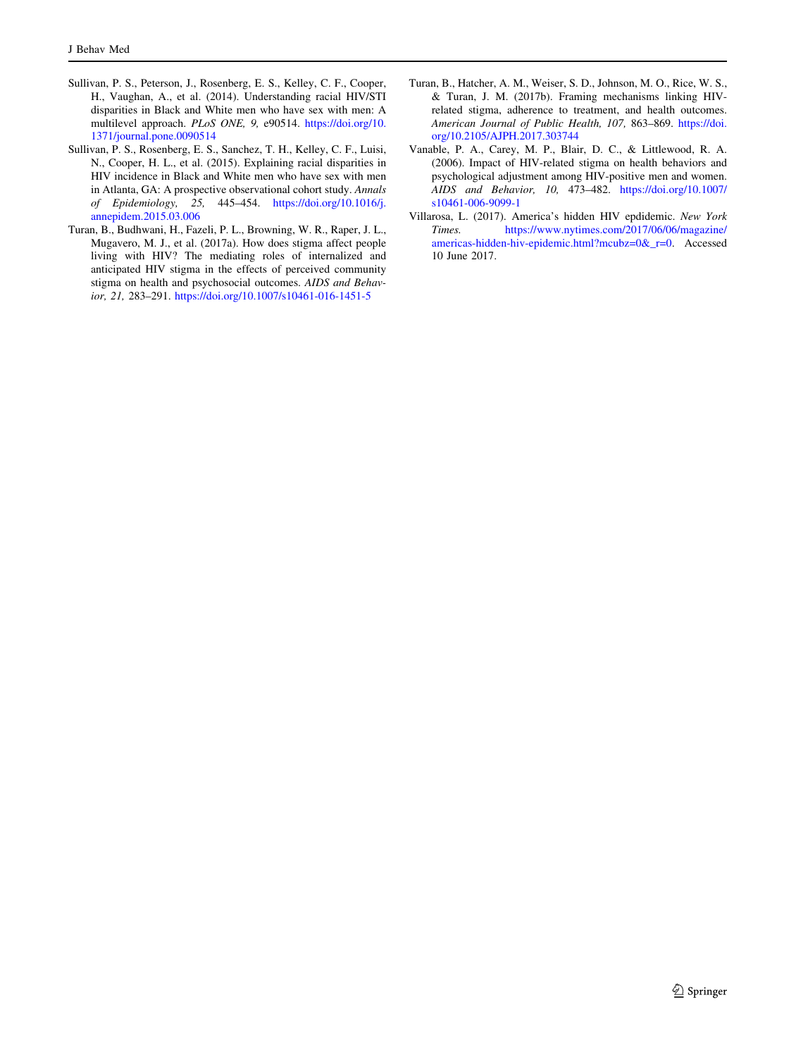Sullivan, P. S., Peterson, J., Rosenberg, E. S., Kelley, C. F., Cooper, H., Vaughan, A., et al. (2014). Understanding racial HIV/STI disparities in Black and White men who have sex with men: A multilevel approach. *PLoS ONE, 9,* e90514. https://doi.org/10.1371/journal.pone.0090514

Sullivan, P. S., Rosenberg, E. S., Sanchez, T. H., Kelley, C. F., Luisi, N., Cooper, H. L., et al. (2015). Explaining racial disparities in HIV incidence in Black and White men who have sex with men in Atlanta, GA: A prospective observational cohort study. *Annals of Epidemiology, 25,* 445–454. https://doi.org/10.1016/j.annepidem.2015.03.006

Turan, B., Budhwani, H., Fazeli, P. L., Browning, W. R., Raper, J. L., Mugavero, M. J., et al. (2017a). How does stigma affect people living with HIV? The mediating roles of internalized and anticipated HIV stigma in the effects of perceived community stigma on health and psychosocial outcomes. *AIDS and Behavior, 21,* 283–291. https://doi.org/10.1007/s10461-016-1451-5

Turan, B., Hatcher, A. M., Weiser, S. D., Johnson, M. O., Rice, W. S., & Turan, J. M. (2017b). Framing mechanisms linking HIV-related stigma, adherence to treatment, and health outcomes. *American Journal of Public Health, 107,* 863–869. https://doi.org/10.2105/AJPH.2017.303744

Vanable, P. A., Carey, M. P., Blair, D. C., & Littlewood, R. A. (2006). Impact of HIV-related stigma on health behaviors and psychological adjustment among HIV-positive men and women. *AIDS and Behavior, 10,* 473–482. https://doi.org/10.1007/s10461-006-9099-1

Villarosa, L. (2017). America's hidden HIV epdidemic. *New York Times.* https://www.nytimes.com/2017/06/06/magazine/americas-hidden-hiv-epidemic.html?mcubz=0&_r=0. Accessed 10 June 2017.